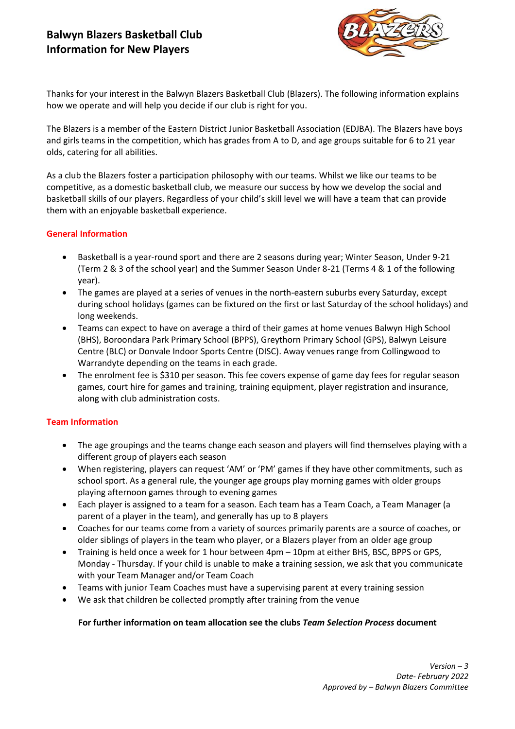# Balwyn Blazers Basketball Club
## Information for New Players

Thanks for your interest in the Balwyn Blazers Basketball Club (Blazers). The following information explains how we operate and will help you decide if our club is right for you.

The Blazers is a member of the Eastern District Junior Basketball Association (EDJBA). The Blazers have boys and girls teams in the competition, which has grades from A to D, and age groups suitable for 6 to 21 year olds, catering for all abilities.

As a club the Blazers foster a participation philosophy with our teams. Whilst we like our teams to be competitive, as a domestic basketball club, we measure our success by how we develop the social and basketball skills of our players. Regardless of your child's skill level we will have a team that can provide them with an enjoyable basketball experience.

### General Information

- Basketball is a year-round sport and there are 2 seasons during year; Winter Season, Under 9-21 (Term 2 & 3 of the school year) and the Summer Season Under 8-21 (Terms 4 & 1 of the following year).
- The games are played at a series of venues in the north-eastern suburbs every Saturday, except during school holidays (games can be fixtured on the first or last Saturday of the school holidays) and long weekends.
- Teams can expect to have on average a third of their games at home venues Balwyn High School (BHS), Boroondara Park Primary School (BPPS), Greythorn Primary School (GPS), Balwyn Leisure Centre (BLC) or Donvale Indoor Sports Centre (DISC). Away venues range from Collingwood to Warrandyte depending on the teams in each grade.
- The enrolment fee is $310 per season. This fee covers expense of game day fees for regular season games, court hire for games and training, training equipment, player registration and insurance, along with club administration costs.

### Team Information

- The age groupings and the teams change each season and players will find themselves playing with a different group of players each season
- When registering, players can request 'AM' or 'PM' games if they have other commitments, such as school sport. As a general rule, the younger age groups play morning games with older groups playing afternoon games through to evening games
- Each player is assigned to a team for a season. Each team has a Team Coach, a Team Manager (a parent of a player in the team), and generally has up to 8 players
- Coaches for our teams come from a variety of sources primarily parents are a source of coaches, or older siblings of players in the team who player, or a Blazers player from an older age group
- Training is held once a week for 1 hour between 4pm – 10pm at either BHS, BSC, BPPS or GPS, Monday - Thursday. If your child is unable to make a training session, we ask that you communicate with your Team Manager and/or Team Coach
- Teams with junior Team Coaches must have a supervising parent at every training session
- We ask that children be collected promptly after training from the venue

**For further information on team allocation see the clubs *Team Selection Process* document**

*Version – 3*
*Date- February 2022*
*Approved by – Balwyn Blazers Committee*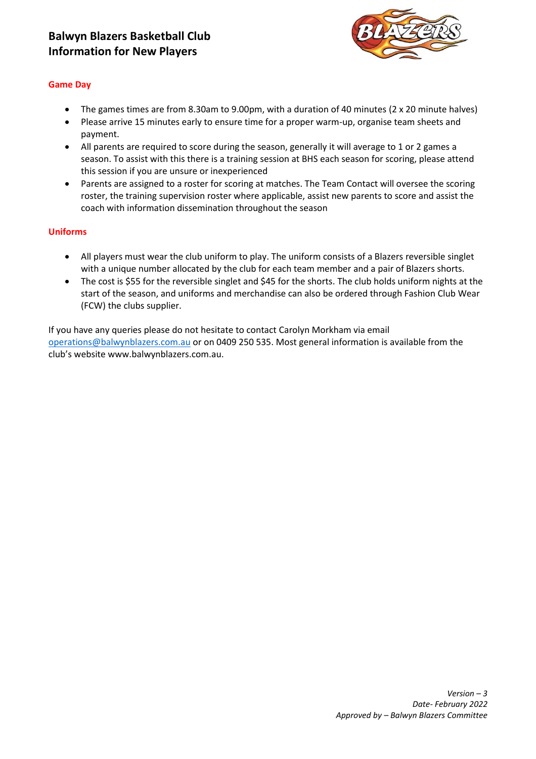## Game Day

- The games times are from 8.30am to 9.00pm, with a duration of 40 minutes (2 x 20 minute halves)
- Please arrive 15 minutes early to ensure time for a proper warm-up, organise team sheets and payment.
- All parents are required to score during the season, generally it will average to 1 or 2 games a season. To assist with this there is a training session at BHS each season for scoring, please attend this session if you are unsure or inexperienced
- Parents are assigned to a roster for scoring at matches. The Team Contact will oversee the scoring roster, the training supervision roster where applicable, assist new parents to score and assist the coach with information dissemination throughout the season

## Uniforms

- All players must wear the club uniform to play. The uniform consists of a Blazers reversible singlet with a unique number allocated by the club for each team member and a pair of Blazers shorts.
- The cost is $55 for the reversible singlet and $45 for the shorts. The club holds uniform nights at the start of the season, and uniforms and merchandise can also be ordered through Fashion Club Wear (FCW) the clubs supplier.

If you have any queries please do not hesitate to contact Carolyn Morkham via email operations@balwynblazers.com.au or on 0409 250 535. Most general information is available from the club's website www.balwynblazers.com.au.

*Version – 3*
*Date- February 2022*
*Approved by – Balwyn Blazers Committee*